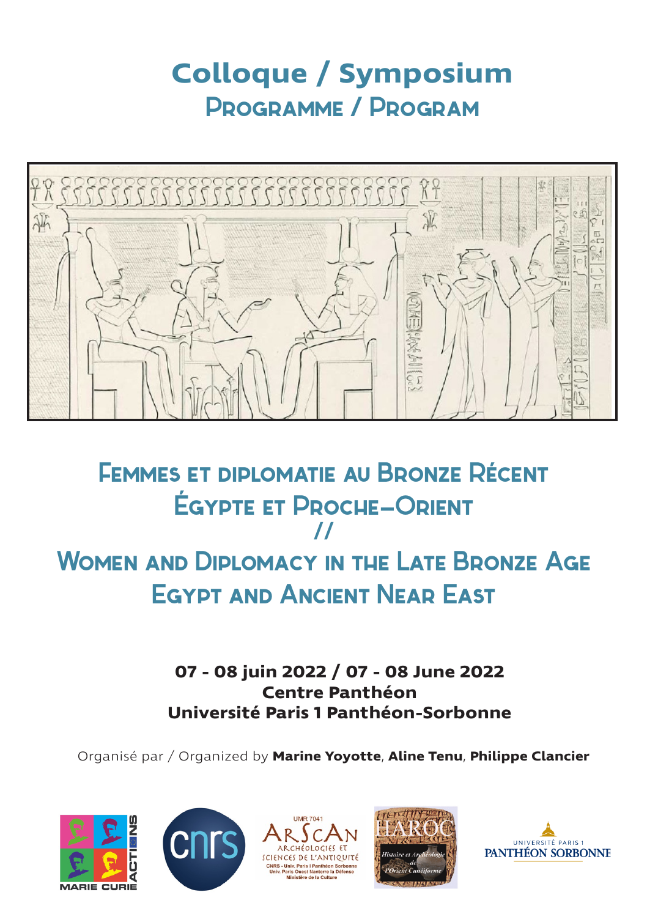# Colloque / Symposium

## Programme / Program

## Femmes et diplomatie au Bronze Récent Égypte et Proche-Orient

//

## Women and Diplomacy in the Late Bronze Age Egypt and Ancient Near East

**07 - 08 juin 2022 / 07 - 08 June 2022**
**Centre Panthéon**
**Université Paris 1 Panthéon-Sorbonne**

Organisé par / Organized by **Marine Yoyotte**, **Aline Tenu**, **Philippe Clancier**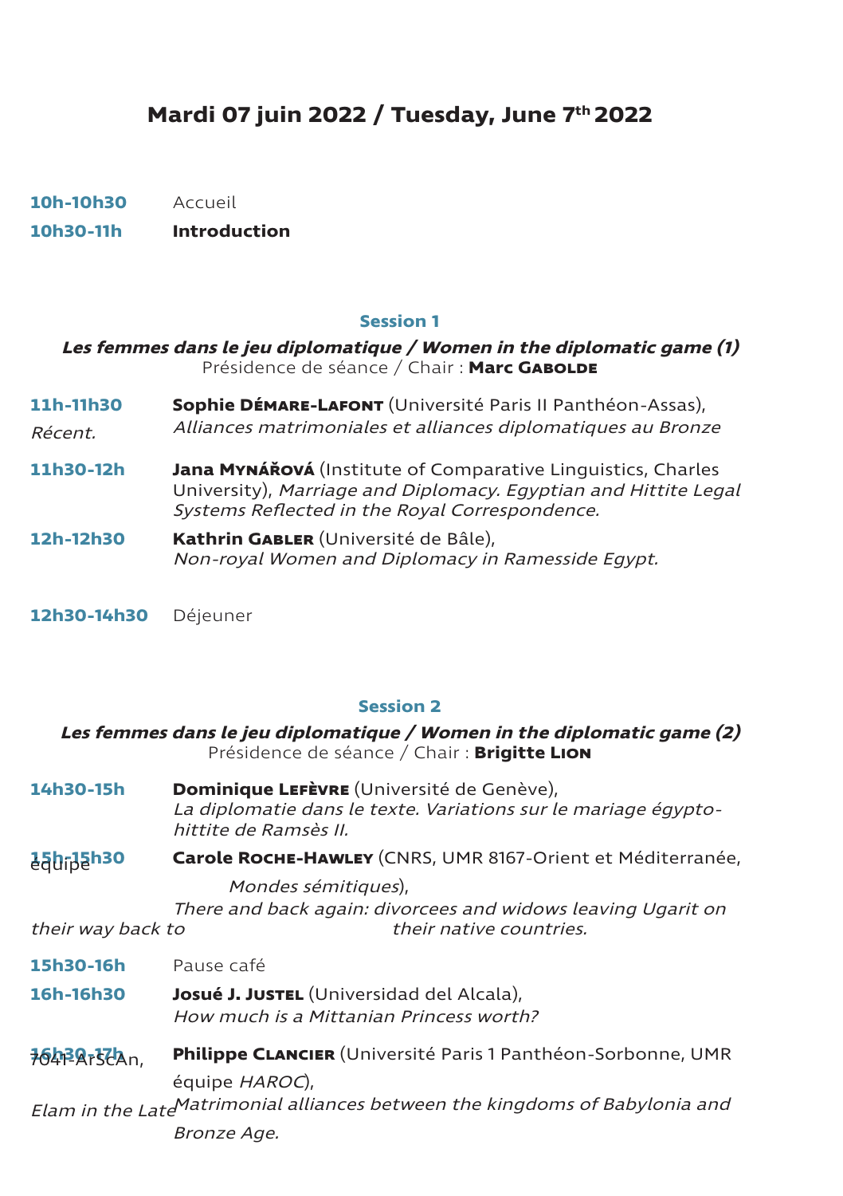## Mardi 07 juin 2022 / Tuesday, June 7th 2022

**10h-10h30** Accueil

**10h30-11h** **Introduction**

### Session 1

***Les femmes dans le jeu diplomatique / Women in the diplomatic game (1)***

Présidence de séance / Chair : **Marc Gabolde**

**11h-11h30** **Sophie Démare-Lafont** (Université Paris II Panthéon-Assas), *Alliances matrimoniales et alliances diplomatiques au Bronze Récent.*

**11h30-12h** **Jana Mynářová** (Institute of Comparative Linguistics, Charles University), *Marriage and Diplomacy. Egyptian and Hittite Legal Systems Reflected in the Royal Correspondence.*

**12h-12h30** **Kathrin Gabler** (Université de Bâle), *Non-royal Women and Diplomacy in Ramesside Egypt.*

**12h30-14h30** Déjeuner

### Session 2

***Les femmes dans le jeu diplomatique / Women in the diplomatic game (2)***

Présidence de séance / Chair : **Brigitte Lion**

**14h30-15h** **Dominique Lefèvre** (Université de Genève), *La diplomatie dans le texte. Variations sur le mariage égypto-hittite de Ramsès II.*

**15h-15h30** **Carole Roche-Hawley** (CNRS, UMR 8167-Orient et Méditerranée, équipe *Mondes sémitiques*), *There and back again: divorcees and widows leaving Ugarit on their way back to their native countries.*

**15h30-16h** Pause café

**16h-16h30** **Josué J. Justel** (Universidad del Alcala), *How much is a Mittanian Princess worth?*

**16h30-17h** **Philippe Clancier** (Université Paris 1 Panthéon-Sorbonne, UMR 7041-ArScAn, équipe *HAROC*), *Matrimonial alliances between the kingdoms of Babylonia and Elam in the Late Bronze Age.*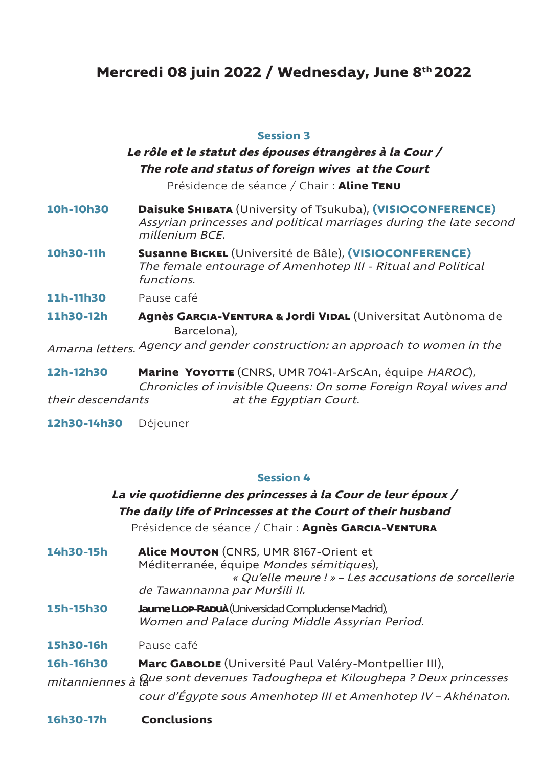## Mercredi 08 juin 2022 / Wednesday, June 8th 2022

### Session 3

***Le rôle et le statut des épouses étrangères à la Cour /***
***The role and status of foreign wives at the Court***

Présidence de séance / Chair : **Aline Tenu**

**10h-10h30** **Daisuke Shibata** (University of Tsukuba), **(VISIOCONFERENCE)**
*Assyrian princesses and political marriages during the late second millenium BCE.*

**10h30-11h** **Susanne Bickel** (Université de Bâle), **(VISIOCONFERENCE)**
*The female entourage of Amenhotep III - Ritual and Political functions.*

**11h-11h30** Pause café

**11h30-12h** **Agnès Garcia-Ventura & Jordi Vidal** (Universitat Autònoma de Barcelona),
*Agency and gender construction: an approach to women in the Amarna letters.*

**12h-12h30** **Marine Yoyotte** (CNRS, UMR 7041-ArScAn, équipe *HAROC*),
*Chronicles of invisible Queens: On some Foreign Royal wives and their descendants at the Egyptian Court.*

**12h30-14h30** Déjeuner

### Session 4

***La vie quotidienne des princesses à la Cour de leur époux /***
***The daily life of Princesses at the Court of their husband***

Présidence de séance / Chair : **Agnès Garcia-Ventura**

**14h30-15h** **Alice Mouton** (CNRS, UMR 8167-Orient et Méditerranée, équipe *Mondes sémitiques*),
*« Qu'elle meure ! » – Les accusations de sorcellerie de Tawannanna par Muršili II.*

**15h-15h30** **Jaume Llop-Raduà** (Universidad Complutense Madrid),
*Women and Palace during Middle Assyrian Period.*

**15h30-16h** Pause café

**16h-16h30** **Marc Gabolde** (Université Paul Valéry-Montpellier III),
*Que sont devenues Tadoughepa et Kiloughepa ? Deux princesses mitanniennes à la cour d'Égypte sous Amenhotep III et Amenhotep IV – Akhénaton.*

**16h30-17h** **Conclusions**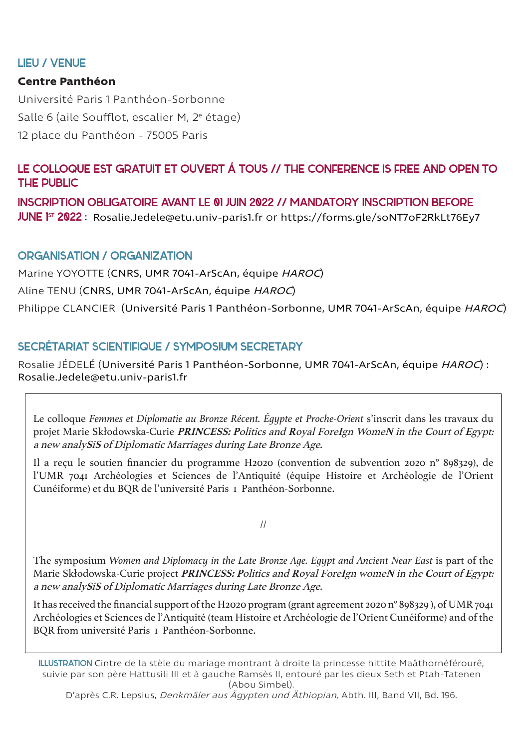## LIEU / VENUE

**Centre Panthéon**

Université Paris 1 Panthéon-Sorbonne

Salle 6 (aile Soufflot, escalier M, 2e étage)

12 place du Panthéon - 75005 Paris

## LE COLLOQUE EST GRATUIT ET OUVERT Á TOUS // THE CONFERENCE IS FREE AND OPEN TO THE PUBLIC

**INSCRIPTION OBLIGATOIRE AVANT LE 01 JUIN 2022 // MANDATORY INSCRIPTION BEFORE JUNE 1ST 2022 :** Rosalie.Jedele@etu.univ-paris1.fr or https://forms.gle/soNT7oF2RkLt76Ey7

## ORGANISATION / ORGANIZATION

Marine YOYOTTE (CNRS, UMR 7041-ArScAn, équipe *HAROC*)

Aline TENU (CNRS, UMR 7041-ArScAn, équipe *HAROC*)

Philippe CLANCIER (Université Paris 1 Panthéon-Sorbonne, UMR 7041-ArScAn, équipe *HAROC*)

## SECRÉTARIAT SCIENTIFIQUE / SYMPOSIUM SECRETARY

Rosalie JÉDELÉ (Université Paris 1 Panthéon-Sorbonne, UMR 7041-ArScAn, équipe *HAROC*) : Rosalie.Jedele@etu.univ-paris1.fr

Le colloque *Femmes et Diplomatie au Bronze Récent. Égypte et Proche-Orient* s'inscrit dans les travaux du projet Marie Skłodowska-Curie ***PRINCESS: P**olitics and **R**oyal ForeIgn WomeN in the **C**ourt of **E**gypt: a new analy**SiS** of Diplomatic Marriages during Late Bronze Age*.

Il a reçu le soutien financier du programme H2020 (convention de subvention 2020 n° 898329), de l'UMR 7041 Archéologies et Sciences de l'Antiquité (équipe Histoire et Archéologie de l'Orient Cunéiforme) et du BQR de l'université Paris 1 Panthéon-Sorbonne.

//

The symposium *Women and Diplomacy in the Late Bronze Age. Egypt and Ancient Near East* is part of the Marie Skłodowska-Curie project ***PRINCESS: P**olitics and **R**oyal ForeIgn wome**N** in the **C**ourt of **E**gypt: a new analy**SiS** of Diplomatic Marriages during Late Bronze Age*.

It has received the financial support of the H2020 program (grant agreement 2020 n° 898329 ), of UMR 7041 Archéologies et Sciences de l'Antiquité (team Histoire et Archéologie de l'Orient Cunéiforme) and of the BQR from université Paris 1 Panthéon-Sorbonne.

**ILLUSTRATION** Cintre de la stèle du mariage montrant à droite la princesse hittite Maâthornéférourê, suivie par son père Hattusili III et à gauche Ramsès II, entouré par les dieux Seth et Ptah-Tatenen (Abou Simbel).
D'après C.R. Lepsius, *Denkmäler aus Ägypten und Äthiopian,* Abth. III, Band VII, Bd. 196.